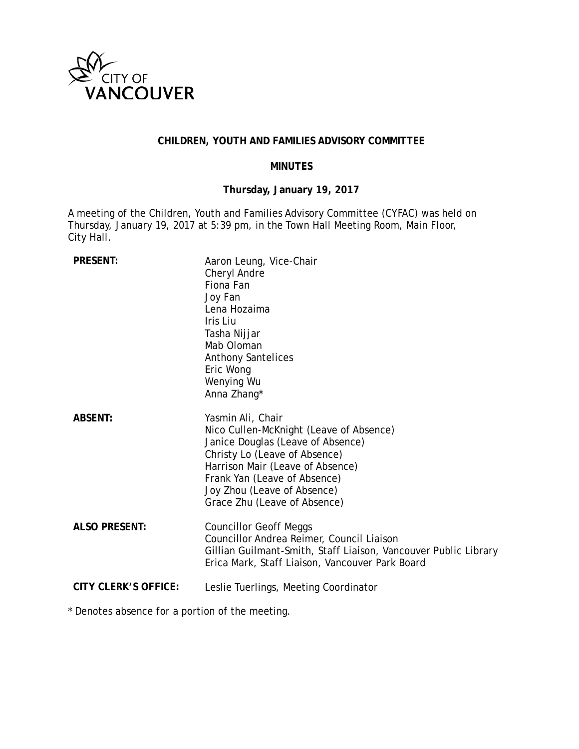CITY OF VANCOUVER

# CHILDREN, YOUTH AND FAMILIES ADVISORY COMMITTEE

## MINUTES

### Thursday, January 19, 2017

A meeting of the Children, Youth and Families Advisory Committee (CYFAC) was held on Thursday, January 19, 2017 at 5:39 pm, in the Town Hall Meeting Room, Main Floor, City Hall.

**PRESENT:**
Aaron Leung, Vice-Chair
Cheryl Andre
Fiona Fan
Joy Fan
Lena Hozaima
Iris Liu
Tasha Nijjar
Mab Oloman
Anthony Santelices
Eric Wong
Wenying Wu
Anna Zhang*

**ABSENT:**
Yasmin Ali, Chair
Nico Cullen-McKnight (Leave of Absence)
Janice Douglas (Leave of Absence)
Christy Lo (Leave of Absence)
Harrison Mair (Leave of Absence)
Frank Yan (Leave of Absence)
Joy Zhou (Leave of Absence)
Grace Zhu (Leave of Absence)

**ALSO PRESENT:**
Councillor Geoff Meggs
Councillor Andrea Reimer, Council Liaison
Gillian Guilmant-Smith, Staff Liaison, Vancouver Public Library
Erica Mark, Staff Liaison, Vancouver Park Board

**CITY CLERK'S OFFICE:**
Leslie Tuerlings, Meeting Coordinator

\* Denotes absence for a portion of the meeting.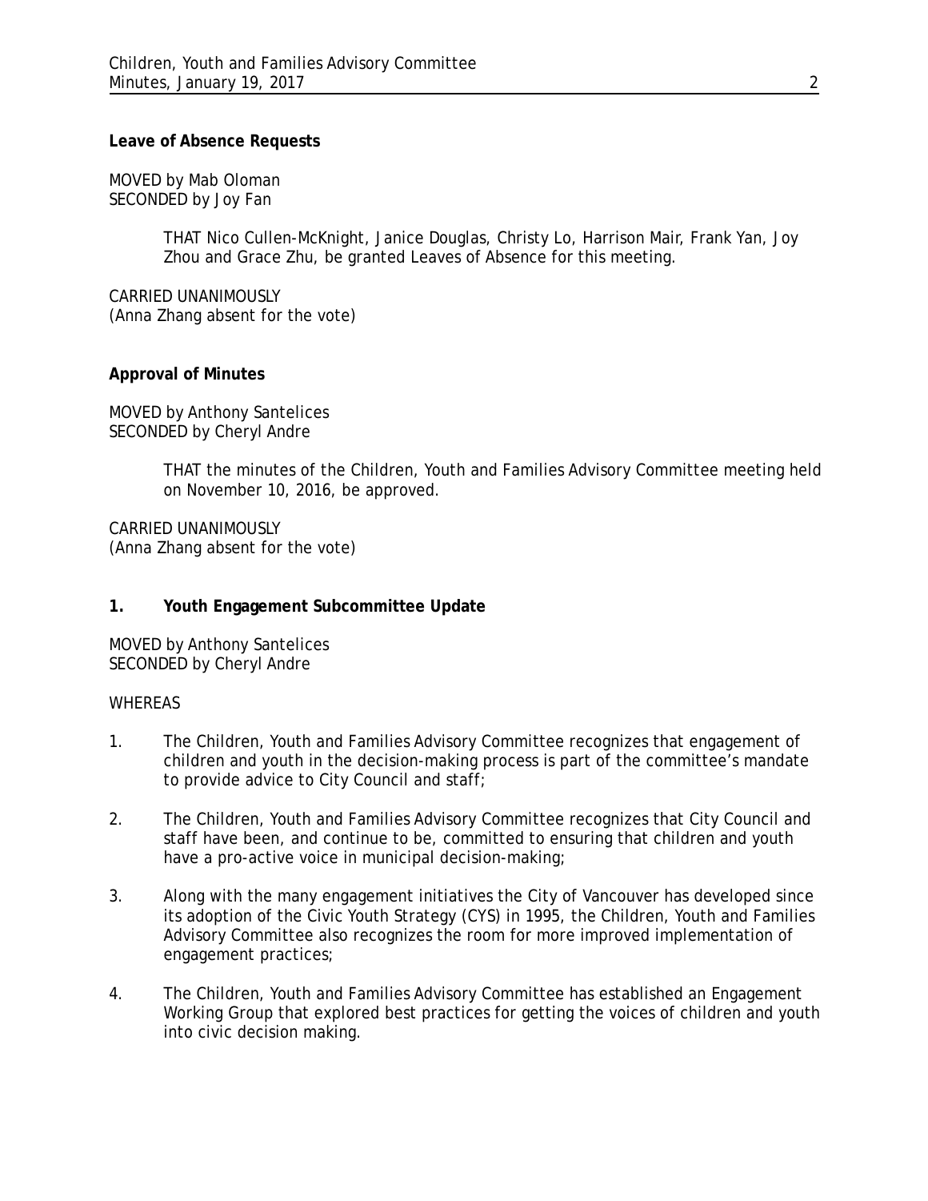**Leave of Absence Requests**

MOVED by Mab Oloman
SECONDED by Joy Fan

> THAT Nico Cullen-McKnight, Janice Douglas, Christy Lo, Harrison Mair, Frank Yan, Joy Zhou and Grace Zhu, be granted Leaves of Absence for this meeting.

CARRIED UNANIMOUSLY
(Anna Zhang absent for the vote)

**Approval of Minutes**

MOVED by Anthony Santelices
SECONDED by Cheryl Andre

> THAT the minutes of the Children, Youth and Families Advisory Committee meeting held on November 10, 2016, be approved.

CARRIED UNANIMOUSLY
(Anna Zhang absent for the vote)

**1. Youth Engagement Subcommittee Update**

MOVED by Anthony Santelices
SECONDED by Cheryl Andre

WHEREAS

1. The Children, Youth and Families Advisory Committee recognizes that engagement of children and youth in the decision-making process is part of the committee's mandate to provide advice to City Council and staff;

2. The Children, Youth and Families Advisory Committee recognizes that City Council and staff have been, and continue to be, committed to ensuring that children and youth have a pro-active voice in municipal decision-making;

3. Along with the many engagement initiatives the City of Vancouver has developed since its adoption of the Civic Youth Strategy (CYS) in 1995, the Children, Youth and Families Advisory Committee also recognizes the room for more improved implementation of engagement practices;

4. The Children, Youth and Families Advisory Committee has established an Engagement Working Group that explored best practices for getting the voices of children and youth into civic decision making.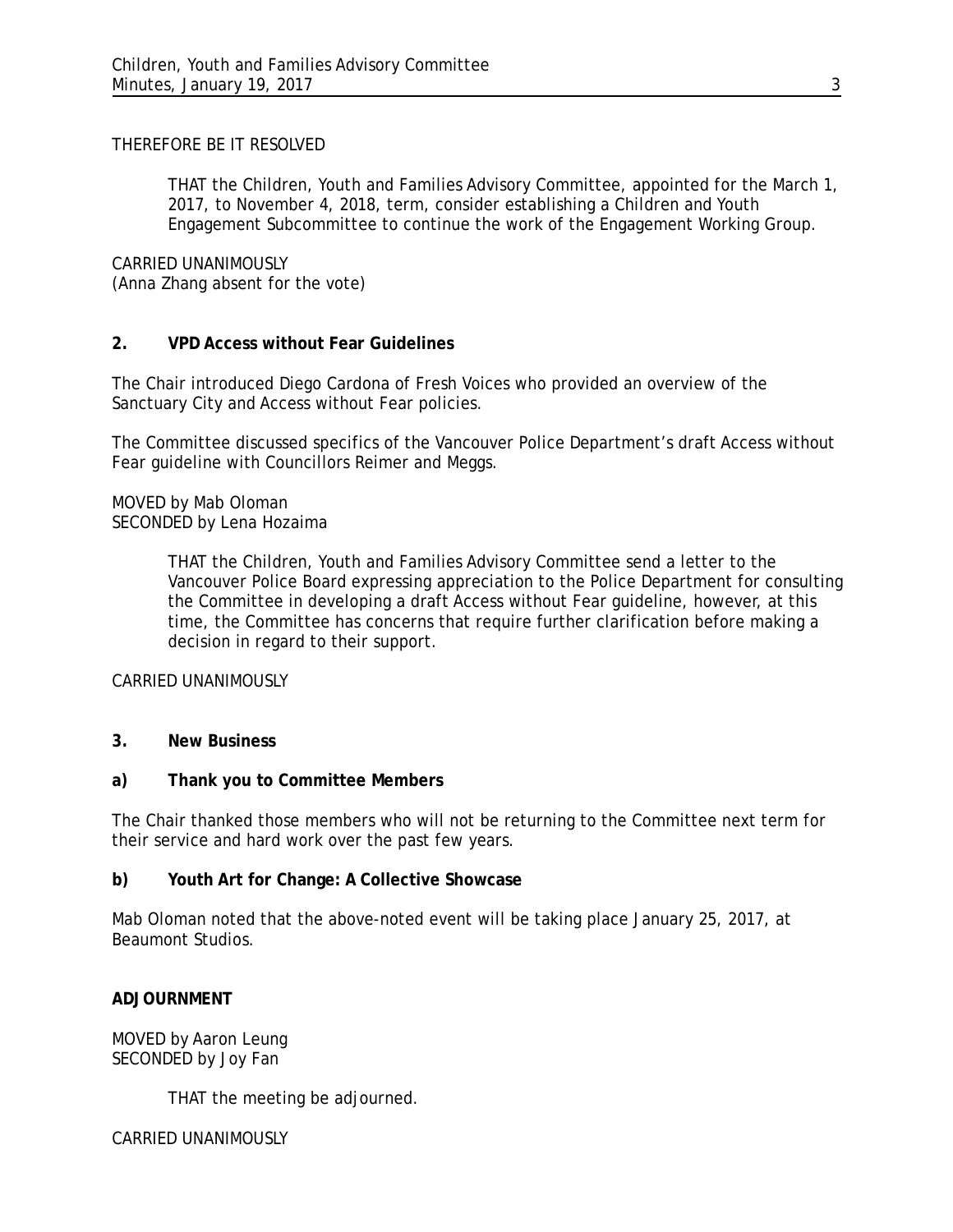THEREFORE BE IT RESOLVED

> THAT the Children, Youth and Families Advisory Committee, appointed for the March 1, 2017, to November 4, 2018, term, consider establishing a Children and Youth Engagement Subcommittee to continue the work of the Engagement Working Group.

CARRIED UNANIMOUSLY
(Anna Zhang absent for the vote)

**2. VPD Access without Fear Guidelines**

The Chair introduced Diego Cardona of Fresh Voices who provided an overview of the Sanctuary City and Access without Fear policies.

The Committee discussed specifics of the Vancouver Police Department's draft Access without Fear guideline with Councillors Reimer and Meggs.

MOVED by Mab Oloman
SECONDED by Lena Hozaima

> THAT the Children, Youth and Families Advisory Committee send a letter to the Vancouver Police Board expressing appreciation to the Police Department for consulting the Committee in developing a draft Access without Fear guideline, however, at this time, the Committee has concerns that require further clarification before making a decision in regard to their support.

CARRIED UNANIMOUSLY

**3. New Business**

**a) Thank you to Committee Members**

The Chair thanked those members who will not be returning to the Committee next term for their service and hard work over the past few years.

**b) Youth Art for Change: A Collective Showcase**

Mab Oloman noted that the above-noted event will be taking place January 25, 2017, at Beaumont Studios.

**ADJOURNMENT**

MOVED by Aaron Leung
SECONDED by Joy Fan

> THAT the meeting be adjourned.

CARRIED UNANIMOUSLY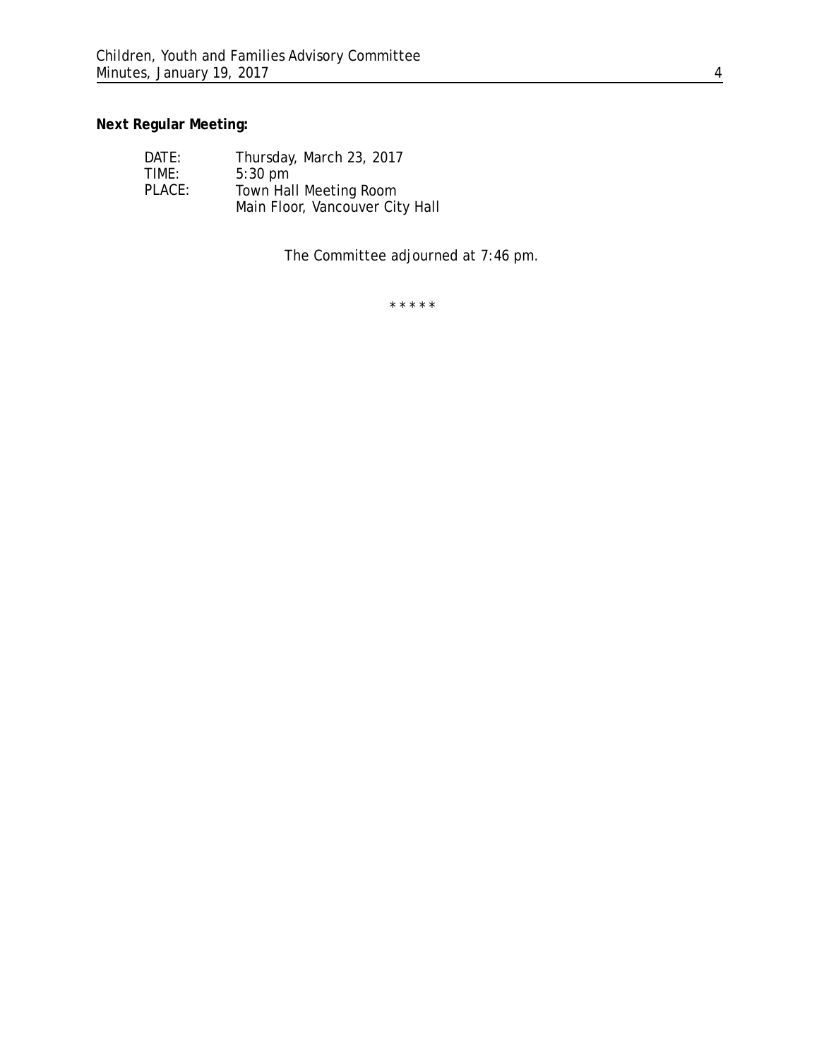**Next Regular Meeting:**

| | |
|---|---|
| DATE: | Thursday, March 23, 2017 |
| TIME: | 5:30 pm |
| PLACE: | Town Hall Meeting Room<br>Main Floor, Vancouver City Hall |

The Committee adjourned at 7:46 pm.

\* \* \* \* \*